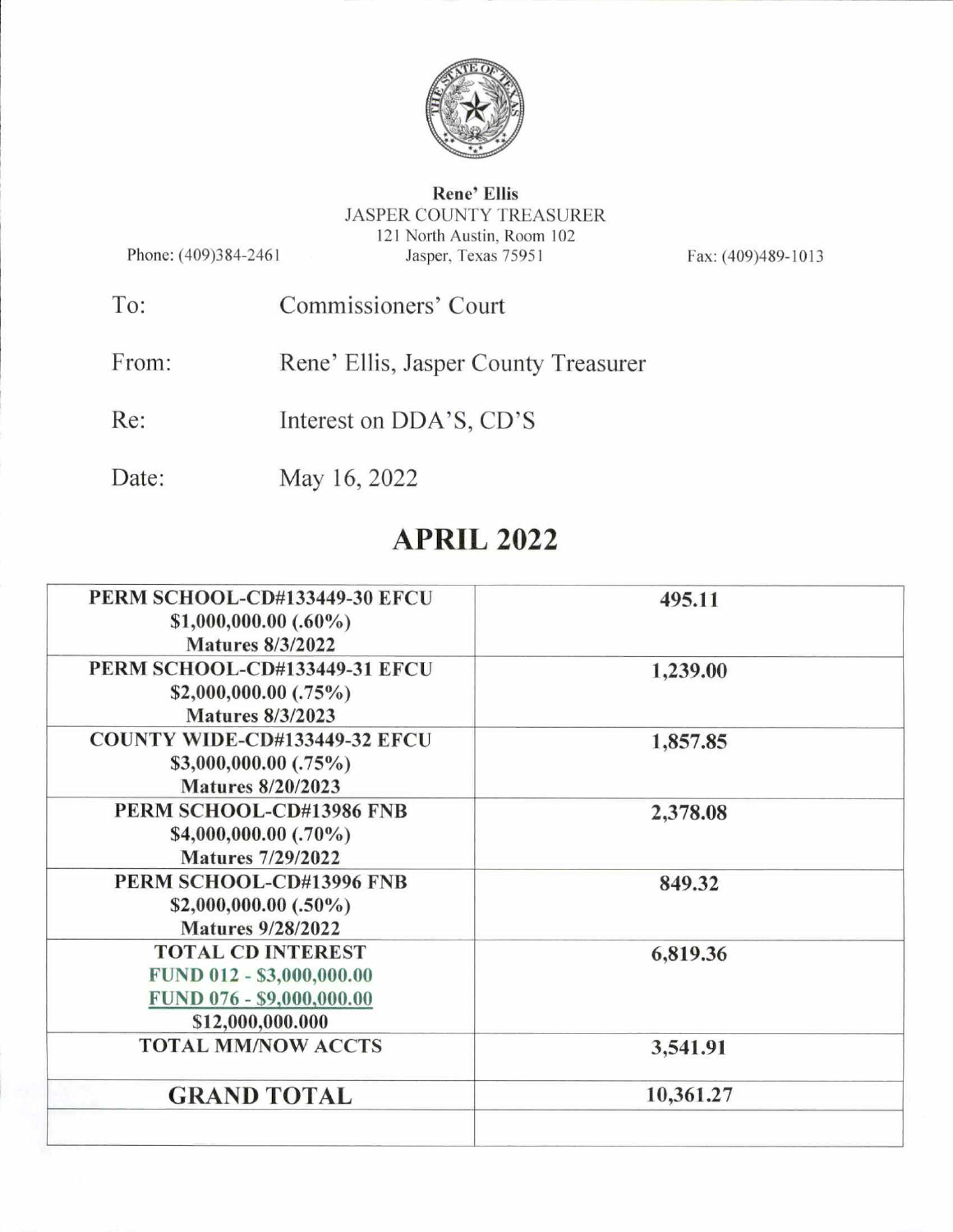**Rene' Ellis**
JASPER COUNTY TREASURER
121 North Austin, Room 102
Jasper, Texas 75951

Phone: (409)384-2461

Fax: (409)489-1013

To: Commissioners' Court

From: Rene' Ellis, Jasper County Treasurer

Re: Interest on DDA'S, CD'S

Date: May 16, 2022

## APRIL 2022

| | |
|---|---|
| **PERM SCHOOL-CD#133449-30 EFCU**<br>**$1,000,000.00 (.60%)**<br>**Matures 8/3/2022** | **495.11** |
| **PERM SCHOOL-CD#133449-31 EFCU**<br>**$2,000,000.00 (.75%)**<br>**Matures 8/3/2023** | **1,239.00** |
| **COUNTY WIDE-CD#133449-32 EFCU**<br>**$3,000,000.00 (.75%)**<br>**Matures 8/20/2023** | **1,857.85** |
| **PERM SCHOOL-CD#13986 FNB**<br>**$4,000,000.00 (.70%)**<br>**Matures 7/29/2022** | **2,378.08** |
| **PERM SCHOOL-CD#13996 FNB**<br>**$2,000,000.00 (.50%)**<br>**Matures 9/28/2022** | **849.32** |
| **TOTAL CD INTEREST**<br>**FUND 012 - $3,000,000.00**<br>**FUND 076 - $9,000,000.00**<br>**$12,000,000.000** | **6,819.36** |
| **TOTAL MM/NOW ACCTS** | **3,541.91** |
| **GRAND TOTAL** | **10,361.27** |
| | |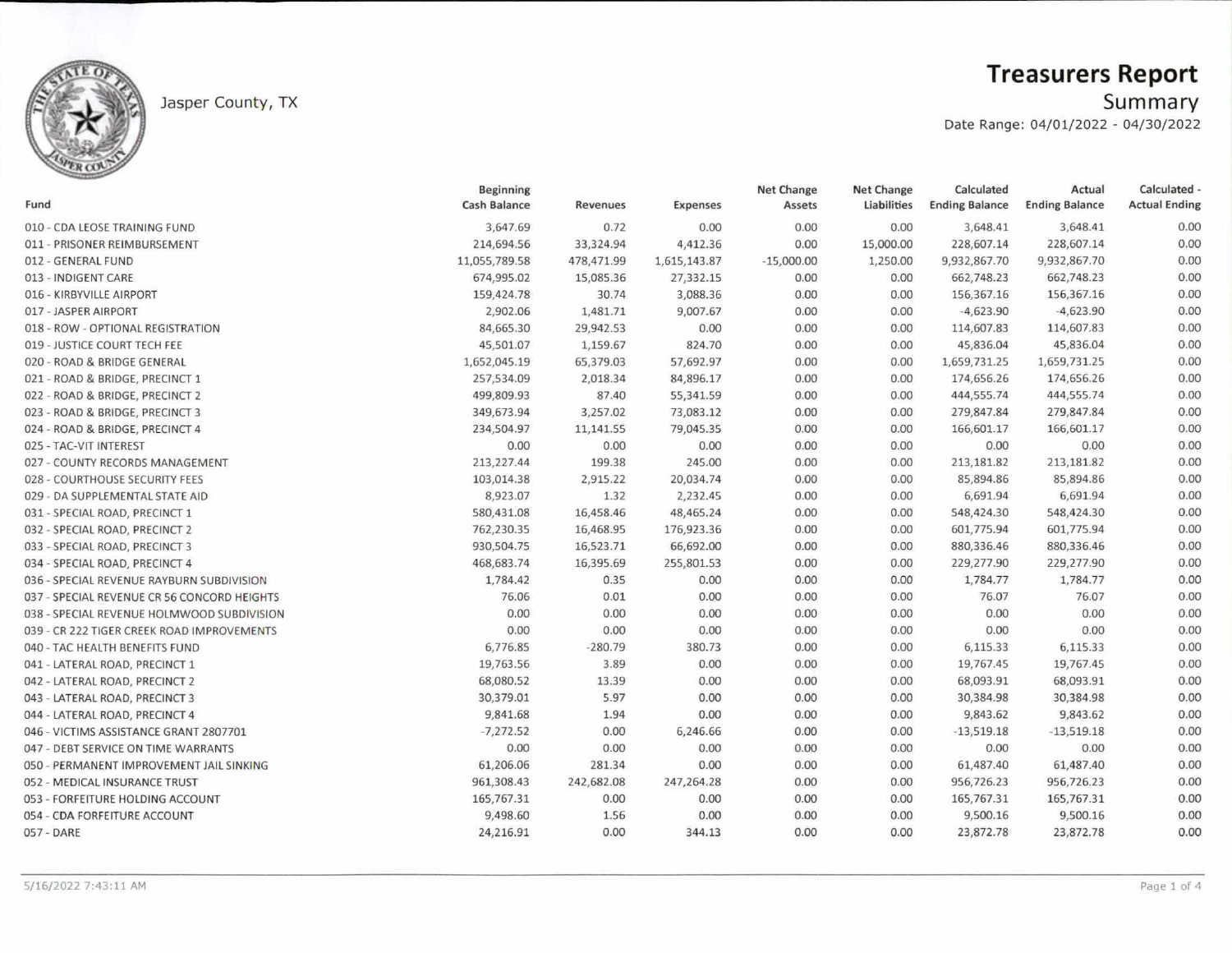Jasper County, TX

# Treasurers Report

## Summary

Date Range: 04/01/2022 - 04/30/2022

| Fund | Beginning Cash Balance | Revenues | Expenses | Net Change Assets | Net Change Liabilities | Calculated Ending Balance | Actual Ending Balance | Calculated - Actual Ending |
|---|---|---|---|---|---|---|---|---|
| 010 - CDA LEOSE TRAINING FUND | 3,647.69 | 0.72 | 0.00 | 0.00 | 0.00 | 3,648.41 | 3,648.41 | 0.00 |
| 011 - PRISONER REIMBURSEMENT | 214,694.56 | 33,324.94 | 4,412.36 | 0.00 | 15,000.00 | 228,607.14 | 228,607.14 | 0.00 |
| 012 - GENERAL FUND | 11,055,789.58 | 478,471.99 | 1,615,143.87 | -15,000.00 | 1,250.00 | 9,932,867.70 | 9,932,867.70 | 0.00 |
| 013 - INDIGENT CARE | 674,995.02 | 15,085.36 | 27,332.15 | 0.00 | 0.00 | 662,748.23 | 662,748.23 | 0.00 |
| 016 - KIRBYVILLE AIRPORT | 159,424.78 | 30.74 | 3,088.36 | 0.00 | 0.00 | 156,367.16 | 156,367.16 | 0.00 |
| 017 - JASPER AIRPORT | 2,902.06 | 1,481.71 | 9,007.67 | 0.00 | 0.00 | -4,623.90 | -4,623.90 | 0.00 |
| 018 - ROW - OPTIONAL REGISTRATION | 84,665.30 | 29,942.53 | 0.00 | 0.00 | 0.00 | 114,607.83 | 114,607.83 | 0.00 |
| 019 - JUSTICE COURT TECH FEE | 45,501.07 | 1,159.67 | 824.70 | 0.00 | 0.00 | 45,836.04 | 45,836.04 | 0.00 |
| 020 - ROAD & BRIDGE GENERAL | 1,652,045.19 | 65,379.03 | 57,692.97 | 0.00 | 0.00 | 1,659,731.25 | 1,659,731.25 | 0.00 |
| 021 - ROAD & BRIDGE, PRECINCT 1 | 257,534.09 | 2,018.34 | 84,896.17 | 0.00 | 0.00 | 174,656.26 | 174,656.26 | 0.00 |
| 022 - ROAD & BRIDGE, PRECINCT 2 | 499,809.93 | 87.40 | 55,341.59 | 0.00 | 0.00 | 444,555.74 | 444,555.74 | 0.00 |
| 023 - ROAD & BRIDGE, PRECINCT 3 | 349,673.94 | 3,257.02 | 73,083.12 | 0.00 | 0.00 | 279,847.84 | 279,847.84 | 0.00 |
| 024 - ROAD & BRIDGE, PRECINCT 4 | 234,504.97 | 11,141.55 | 79,045.35 | 0.00 | 0.00 | 166,601.17 | 166,601.17 | 0.00 |
| 025 - TAC-VIT INTEREST | 0.00 | 0.00 | 0.00 | 0.00 | 0.00 | 0.00 | 0.00 | 0.00 |
| 027 - COUNTY RECORDS MANAGEMENT | 213,227.44 | 199.38 | 245.00 | 0.00 | 0.00 | 213,181.82 | 213,181.82 | 0.00 |
| 028 - COURTHOUSE SECURITY FEES | 103,014.38 | 2,915.22 | 20,034.74 | 0.00 | 0.00 | 85,894.86 | 85,894.86 | 0.00 |
| 029 - DA SUPPLEMENTAL STATE AID | 8,923.07 | 1.32 | 2,232.45 | 0.00 | 0.00 | 6,691.94 | 6,691.94 | 0.00 |
| 031 - SPECIAL ROAD, PRECINCT 1 | 580,431.08 | 16,458.46 | 48,465.24 | 0.00 | 0.00 | 548,424.30 | 548,424.30 | 0.00 |
| 032 - SPECIAL ROAD, PRECINCT 2 | 762,230.35 | 16,468.95 | 176,923.36 | 0.00 | 0.00 | 601,775.94 | 601,775.94 | 0.00 |
| 033 - SPECIAL ROAD, PRECINCT 3 | 930,504.75 | 16,523.71 | 66,692.00 | 0.00 | 0.00 | 880,336.46 | 880,336.46 | 0.00 |
| 034 - SPECIAL ROAD, PRECINCT 4 | 468,683.74 | 16,395.69 | 255,801.53 | 0.00 | 0.00 | 229,277.90 | 229,277.90 | 0.00 |
| 036 - SPECIAL REVENUE RAYBURN SUBDIVISION | 1,784.42 | 0.35 | 0.00 | 0.00 | 0.00 | 1,784.77 | 1,784.77 | 0.00 |
| 037 - SPECIAL REVENUE CR 56 CONCORD HEIGHTS | 76.06 | 0.01 | 0.00 | 0.00 | 0.00 | 76.07 | 76.07 | 0.00 |
| 038 - SPECIAL REVENUE HOLMWOOD SUBDIVISION | 0.00 | 0.00 | 0.00 | 0.00 | 0.00 | 0.00 | 0.00 | 0.00 |
| 039 - CR 222 TIGER CREEK ROAD IMPROVEMENTS | 0.00 | 0.00 | 0.00 | 0.00 | 0.00 | 0.00 | 0.00 | 0.00 |
| 040 - TAC HEALTH BENEFITS FUND | 6,776.85 | -280.79 | 380.73 | 0.00 | 0.00 | 6,115.33 | 6,115.33 | 0.00 |
| 041 - LATERAL ROAD, PRECINCT 1 | 19,763.56 | 3.89 | 0.00 | 0.00 | 0.00 | 19,767.45 | 19,767.45 | 0.00 |
| 042 - LATERAL ROAD, PRECINCT 2 | 68,080.52 | 13.39 | 0.00 | 0.00 | 0.00 | 68,093.91 | 68,093.91 | 0.00 |
| 043 - LATERAL ROAD, PRECINCT 3 | 30,379.01 | 5.97 | 0.00 | 0.00 | 0.00 | 30,384.98 | 30,384.98 | 0.00 |
| 044 - LATERAL ROAD, PRECINCT 4 | 9,841.68 | 1.94 | 0.00 | 0.00 | 0.00 | 9,843.62 | 9,843.62 | 0.00 |
| 046 - VICTIMS ASSISTANCE GRANT 2807701 | -7,272.52 | 0.00 | 6,246.66 | 0.00 | 0.00 | -13,519.18 | -13,519.18 | 0.00 |
| 047 - DEBT SERVICE ON TIME WARRANTS | 0.00 | 0.00 | 0.00 | 0.00 | 0.00 | 0.00 | 0.00 | 0.00 |
| 050 - PERMANENT IMPROVEMENT JAIL SINKING | 61,206.06 | 281.34 | 0.00 | 0.00 | 0.00 | 61,487.40 | 61,487.40 | 0.00 |
| 052 - MEDICAL INSURANCE TRUST | 961,308.43 | 242,682.08 | 247,264.28 | 0.00 | 0.00 | 956,726.23 | 956,726.23 | 0.00 |
| 053 - FORFEITURE HOLDING ACCOUNT | 165,767.31 | 0.00 | 0.00 | 0.00 | 0.00 | 165,767.31 | 165,767.31 | 0.00 |
| 054 - CDA FORFEITURE ACCOUNT | 9,498.60 | 1.56 | 0.00 | 0.00 | 0.00 | 9,500.16 | 9,500.16 | 0.00 |
| 057 - DARE | 24,216.91 | 0.00 | 344.13 | 0.00 | 0.00 | 23,872.78 | 23,872.78 | 0.00 |

5/16/2022 7:43:11 AM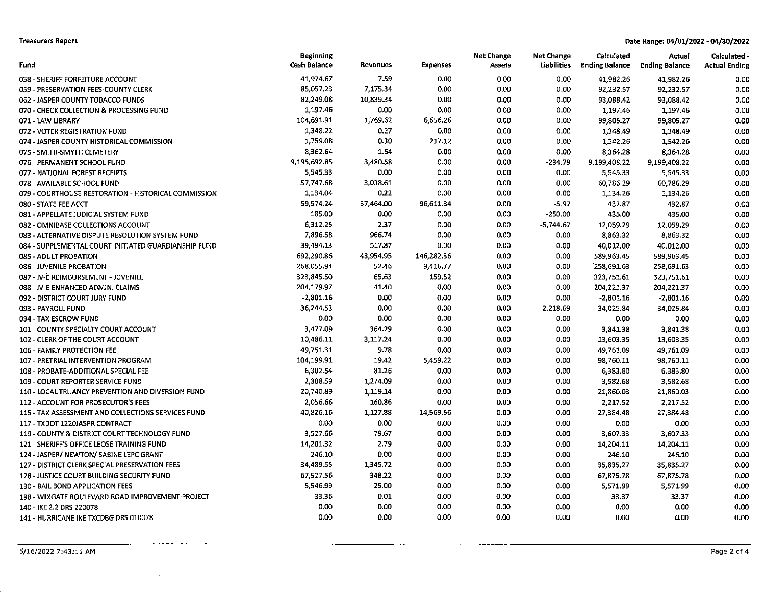**Treasurers Report**

**Date Range: 04/01/2022 - 04/30/2022**

| Fund | Beginning Cash Balance | Revenues | Expenses | Net Change Assets | Net Change Liabilities | Calculated Ending Balance | Actual Ending Balance | Calculated - Actual Ending |
|---|---|---|---|---|---|---|---|---|
| 058 - SHERIFF FORFEITURE ACCOUNT | 41,974.67 | 7.59 | 0.00 | 0.00 | 0.00 | 41,982.26 | 41,982.26 | 0.00 |
| 059 - PRESERVATION FEES-COUNTY CLERK | 85,057.23 | 7,175.34 | 0.00 | 0.00 | 0.00 | 92,232.57 | 92,232.57 | 0.00 |
| 062 - JASPER COUNTY TOBACCO FUNDS | 82,249.08 | 10,839.34 | 0.00 | 0.00 | 0.00 | 93,088.42 | 93,088.42 | 0.00 |
| 070 - CHECK COLLECTION & PROCESSING FUND | 1,197.46 | 0.00 | 0.00 | 0.00 | 0.00 | 1,197.46 | 1,197.46 | 0.00 |
| 071 - LAW LIBRARY | 104,691.91 | 1,769.62 | 6,656.26 | 0.00 | 0.00 | 99,805.27 | 99,805.27 | 0.00 |
| 072 - VOTER REGISTRATION FUND | 1,348.22 | 0.27 | 0.00 | 0.00 | 0.00 | 1,348.49 | 1,348.49 | 0.00 |
| 074 - JASPER COUNTY HISTORICAL COMMISSION | 1,759.08 | 0.30 | 217.12 | 0.00 | 0.00 | 1,542.26 | 1,542.26 | 0.00 |
| 075 - SMITH-SMYTH CEMETERY | 8,362.64 | 1.64 | 0.00 | 0.00 | 0.00 | 8,364.28 | 8,364.28 | 0.00 |
| 076 - PERMANENT SCHOOL FUND | 9,195,692.85 | 3,480.58 | 0.00 | 0.00 | -234.79 | 9,199,408.22 | 9,199,408.22 | 0.00 |
| 077 - NATIONAL FOREST RECEIPTS | 5,545.33 | 0.00 | 0.00 | 0.00 | 0.00 | 5,545.33 | 5,545.33 | 0.00 |
| 078 - AVAILABLE SCHOOL FUND | 57,747.68 | 3,038.61 | 0.00 | 0.00 | 0.00 | 60,786.29 | 60,786.29 | 0.00 |
| 079 - COURTHOUSE RESTORATION - HISTORICAL COMMISSION | 1,134.04 | 0.22 | 0.00 | 0.00 | 0.00 | 1,134.26 | 1,134.26 | 0.00 |
| 080 - STATE FEE ACCT | 59,574.24 | 37,464.00 | 96,611.34 | 0.00 | -5.97 | 432.87 | 432.87 | 0.00 |
| 081 - APPELLATE JUDICIAL SYSTEM FUND | 185.00 | 0.00 | 0.00 | 0.00 | -250.00 | 435.00 | 435.00 | 0.00 |
| 082 - OMNIBASE COLLECTIONS ACCOUNT | 6,312.25 | 2.37 | 0.00 | 0.00 | -5,744.67 | 12,059.29 | 12,059.29 | 0.00 |
| 083 - ALTERNATIVE DISPUTE RESOLUTION SYSTEM FUND | 7,896.58 | 966.74 | 0.00 | 0.00 | 0.00 | 8,863.32 | 8,863.32 | 0.00 |
| 084 - SUPPLEMENTAL COURT-INITIATED GUARDIANSHIP FUND | 39,494.13 | 517.87 | 0.00 | 0.00 | 0.00 | 40,012.00 | 40,012.00 | 0.00 |
| 085 - ADULT PROBATION | 692,290.86 | 43,954.95 | 146,282.36 | 0.00 | 0.00 | 589,963.45 | 589,963.45 | 0.00 |
| 086 - JUVENILE PROBATION | 268,055.94 | 52.46 | 9,416.77 | 0.00 | 0.00 | 258,691.63 | 258,691.63 | 0.00 |
| 087 - IV-E REIMBURSEMENT - JUVENILE | 323,845.50 | 65.63 | 159.52 | 0.00 | 0.00 | 323,751.61 | 323,751.61 | 0.00 |
| 088 - IV-E ENHANCED ADMIN. CLAIMS | 204,179.97 | 41.40 | 0.00 | 0.00 | 0.00 | 204,221.37 | 204,221.37 | 0.00 |
| 092 - DISTRICT COURT JURY FUND | -2,801.16 | 0.00 | 0.00 | 0.00 | 0.00 | -2,801.16 | -2,801.16 | 0.00 |
| 093 - PAYROLL FUND | 36,244.53 | 0.00 | 0.00 | 0.00 | 2,218.69 | 34,025.84 | 34,025.84 | 0.00 |
| 094 - TAX ESCROW FUND | 0.00 | 0.00 | 0.00 | 0.00 | 0.00 | 0.00 | 0.00 | 0.00 |
| 101 - COUNTY SPECIALTY COURT ACCOUNT | 3,477.09 | 364.29 | 0.00 | 0.00 | 0.00 | 3,841.38 | 3,841.38 | 0.00 |
| 102 - CLERK OF THE COURT ACCOUNT | 10,486.11 | 3,117.24 | 0.00 | 0.00 | 0.00 | 13,603.35 | 13,603.35 | 0.00 |
| 106 - FAMILY PROTECTION FEE | 49,751.31 | 9.78 | 0.00 | 0.00 | 0.00 | 49,761.09 | 49,761.09 | 0.00 |
| 107 - PRETRIAL INTERVENTION PROGRAM | 104,199.91 | 19.42 | 5,459.22 | 0.00 | 0.00 | 98,760.11 | 98,760.11 | 0.00 |
| 108 - PROBATE-ADDITIONAL SPECIAL FEE | 6,302.54 | 81.26 | 0.00 | 0.00 | 0.00 | 6,383.80 | 6,383.80 | 0.00 |
| 109 - COURT REPORTER SERVICE FUND | 2,308.59 | 1,274.09 | 0.00 | 0.00 | 0.00 | 3,582.68 | 3,582.68 | 0.00 |
| 110 - LOCAL TRUANCY PREVENTION AND DIVERSION FUND | 20,740.89 | 1,119.14 | 0.00 | 0.00 | 0.00 | 21,860.03 | 21,860.03 | 0.00 |
| 112 - ACCOUNT FOR PROSECUTOR'S FEES | 2,056.66 | 160.86 | 0.00 | 0.00 | 0.00 | 2,217.52 | 2,217.52 | 0.00 |
| 115 - TAX ASSESSMENT AND COLLECTIONS SERVICES FUND | 40,826.16 | 1,127.88 | 14,569.56 | 0.00 | 0.00 | 27,384.48 | 27,384.48 | 0.00 |
| 117 - TXDOT 1220JASPR CONTRACT | 0.00 | 0.00 | 0.00 | 0.00 | 0.00 | 0.00 | 0.00 | 0.00 |
| 119 - COUNTY & DISTRICT COURT TECHNOLOGY FUND | 3,527.66 | 79.67 | 0.00 | 0.00 | 0.00 | 3,607.33 | 3,607.33 | 0.00 |
| 121 - SHERIFF'S OFFICE LEOSE TRAINING FUND | 14,201.32 | 2.79 | 0.00 | 0.00 | 0.00 | 14,204.11 | 14,204.11 | 0.00 |
| 124 - JASPER/ NEWTON/ SABINE LEPC GRANT | 246.10 | 0.00 | 0.00 | 0.00 | 0.00 | 246.10 | 246.10 | 0.00 |
| 127 - DISTRICT CLERK SPECIAL PRESERVATION FEES | 34,489.55 | 1,345.72 | 0.00 | 0.00 | 0.00 | 35,835.27 | 35,835.27 | 0.00 |
| 128 - JUSTICE COURT BUILDING SECURITY FUND | 67,527.56 | 348.22 | 0.00 | 0.00 | 0.00 | 67,875.78 | 67,875.78 | 0.00 |
| 130 - BAIL BOND APPLICATION FEES | 5,546.99 | 25.00 | 0.00 | 0.00 | 0.00 | 5,571.99 | 5,571.99 | 0.00 |
| 138 - WINGATE BOULEVARD ROAD IMPROVEMENT PROJECT | 33.36 | 0.01 | 0.00 | 0.00 | 0.00 | 33.37 | 33.37 | 0.00 |
| 140 - IKE 2.2 DRS 220078 | 0.00 | 0.00 | 0.00 | 0.00 | 0.00 | 0.00 | 0.00 | 0.00 |
| 141 - HURRICANE IKE TXCDBG DRS 010078 | 0.00 | 0.00 | 0.00 | 0.00 | 0.00 | 0.00 | 0.00 | 0.00 |

5/16/2022 7:43:11 AM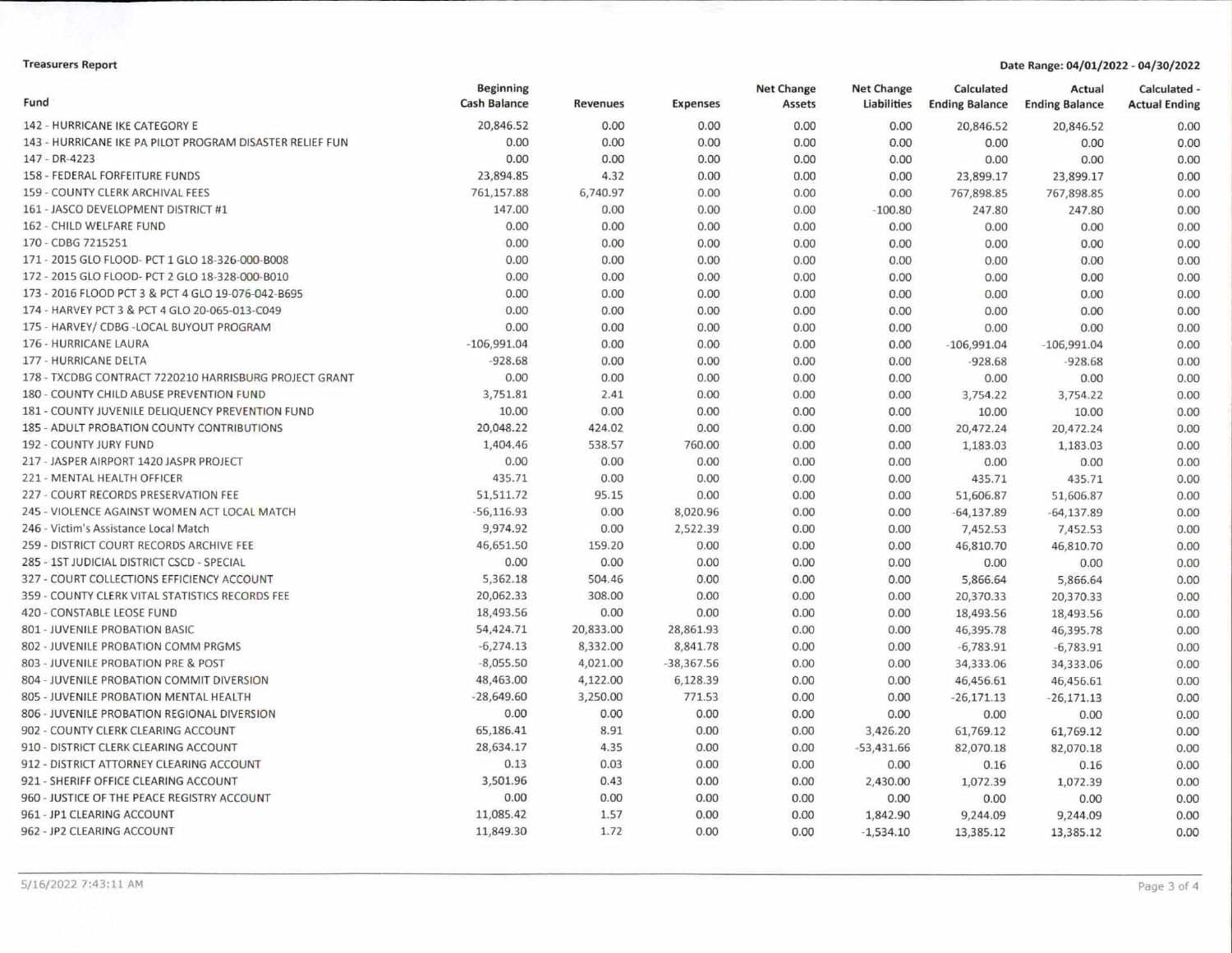**Treasurers Report**

**Date Range: 04/01/2022 - 04/30/2022**

| Fund | Beginning Cash Balance | Revenues | Expenses | Net Change Assets | Net Change Liabilities | Calculated Ending Balance | Actual Ending Balance | Calculated - Actual Ending |
|---|---|---|---|---|---|---|---|---|
| 142 - HURRICANE IKE CATEGORY E | 20,846.52 | 0.00 | 0.00 | 0.00 | 0.00 | 20,846.52 | 20,846.52 | 0.00 |
| 143 - HURRICANE IKE PA PILOT PROGRAM DISASTER RELIEF FUN | 0.00 | 0.00 | 0.00 | 0.00 | 0.00 | 0.00 | 0.00 | 0.00 |
| 147 - DR-4223 | 0.00 | 0.00 | 0.00 | 0.00 | 0.00 | 0.00 | 0.00 | 0.00 |
| 158 - FEDERAL FORFEITURE FUNDS | 23,894.85 | 4.32 | 0.00 | 0.00 | 0.00 | 23,899.17 | 23,899.17 | 0.00 |
| 159 - COUNTY CLERK ARCHIVAL FEES | 761,157.88 | 6,740.97 | 0.00 | 0.00 | 0.00 | 767,898.85 | 767,898.85 | 0.00 |
| 161 - JASCO DEVELOPMENT DISTRICT #1 | 147.00 | 0.00 | 0.00 | 0.00 | -100.80 | 247.80 | 247.80 | 0.00 |
| 162 - CHILD WELFARE FUND | 0.00 | 0.00 | 0.00 | 0.00 | 0.00 | 0.00 | 0.00 | 0.00 |
| 170 - CDBG 7215251 | 0.00 | 0.00 | 0.00 | 0.00 | 0.00 | 0.00 | 0.00 | 0.00 |
| 171 - 2015 GLO FLOOD- PCT 1 GLO 18-326-000-B008 | 0.00 | 0.00 | 0.00 | 0.00 | 0.00 | 0.00 | 0.00 | 0.00 |
| 172 - 2015 GLO FLOOD- PCT 2 GLO 18-328-000-B010 | 0.00 | 0.00 | 0.00 | 0.00 | 0.00 | 0.00 | 0.00 | 0.00 |
| 173 - 2016 FLOOD PCT 3 & PCT 4 GLO 19-076-042-B695 | 0.00 | 0.00 | 0.00 | 0.00 | 0.00 | 0.00 | 0.00 | 0.00 |
| 174 - HARVEY PCT 3 & PCT 4 GLO 20-065-013-C049 | 0.00 | 0.00 | 0.00 | 0.00 | 0.00 | 0.00 | 0.00 | 0.00 |
| 175 - HARVEY/ CDBG -LOCAL BUYOUT PROGRAM | 0.00 | 0.00 | 0.00 | 0.00 | 0.00 | 0.00 | 0.00 | 0.00 |
| 176 - HURRICANE LAURA | -106,991.04 | 0.00 | 0.00 | 0.00 | 0.00 | -106,991.04 | -106,991.04 | 0.00 |
| 177 - HURRICANE DELTA | -928.68 | 0.00 | 0.00 | 0.00 | 0.00 | -928.68 | -928.68 | 0.00 |
| 178 - TXCDBG CONTRACT 7220210 HARRISBURG PROJECT GRANT | 0.00 | 0.00 | 0.00 | 0.00 | 0.00 | 0.00 | 0.00 | 0.00 |
| 180 - COUNTY CHILD ABUSE PREVENTION FUND | 3,751.81 | 2.41 | 0.00 | 0.00 | 0.00 | 3,754.22 | 3,754.22 | 0.00 |
| 181 - COUNTY JUVENILE DELIQUENCY PREVENTION FUND | 10.00 | 0.00 | 0.00 | 0.00 | 0.00 | 10.00 | 10.00 | 0.00 |
| 185 - ADULT PROBATION COUNTY CONTRIBUTIONS | 20,048.22 | 424.02 | 0.00 | 0.00 | 0.00 | 20,472.24 | 20,472.24 | 0.00 |
| 192 - COUNTY JURY FUND | 1,404.46 | 538.57 | 760.00 | 0.00 | 0.00 | 1,183.03 | 1,183.03 | 0.00 |
| 217 - JASPER AIRPORT 1420 JASPR PROJECT | 0.00 | 0.00 | 0.00 | 0.00 | 0.00 | 0.00 | 0.00 | 0.00 |
| 221 - MENTAL HEALTH OFFICER | 435.71 | 0.00 | 0.00 | 0.00 | 0.00 | 435.71 | 435.71 | 0.00 |
| 227 - COURT RECORDS PRESERVATION FEE | 51,511.72 | 95.15 | 0.00 | 0.00 | 0.00 | 51,606.87 | 51,606.87 | 0.00 |
| 245 - VIOLENCE AGAINST WOMEN ACT LOCAL MATCH | -56,116.93 | 0.00 | 8,020.96 | 0.00 | 0.00 | -64,137.89 | -64,137.89 | 0.00 |
| 246 - Victim's Assistance Local Match | 9,974.92 | 0.00 | 2,522.39 | 0.00 | 0.00 | 7,452.53 | 7,452.53 | 0.00 |
| 259 - DISTRICT COURT RECORDS ARCHIVE FEE | 46,651.50 | 159.20 | 0.00 | 0.00 | 0.00 | 46,810.70 | 46,810.70 | 0.00 |
| 285 - 1ST JUDICIAL DISTRICT CSCD - SPECIAL | 0.00 | 0.00 | 0.00 | 0.00 | 0.00 | 0.00 | 0.00 | 0.00 |
| 327 - COURT COLLECTIONS EFFICIENCY ACCOUNT | 5,362.18 | 504.46 | 0.00 | 0.00 | 0.00 | 5,866.64 | 5,866.64 | 0.00 |
| 359 - COUNTY CLERK VITAL STATISTICS RECORDS FEE | 20,062.33 | 308.00 | 0.00 | 0.00 | 0.00 | 20,370.33 | 20,370.33 | 0.00 |
| 420 - CONSTABLE LEOSE FUND | 18,493.56 | 0.00 | 0.00 | 0.00 | 0.00 | 18,493.56 | 18,493.56 | 0.00 |
| 801 - JUVENILE PROBATION BASIC | 54,424.71 | 20,833.00 | 28,861.93 | 0.00 | 0.00 | 46,395.78 | 46,395.78 | 0.00 |
| 802 - JUVENILE PROBATION COMM PRGMS | -6,274.13 | 8,332.00 | 8,841.78 | 0.00 | 0.00 | -6,783.91 | -6,783.91 | 0.00 |
| 803 - JUVENILE PROBATION PRE & POST | -8,055.50 | 4,021.00 | -38,367.56 | 0.00 | 0.00 | 34,333.06 | 34,333.06 | 0.00 |
| 804 - JUVENILE PROBATION COMMIT DIVERSION | 48,463.00 | 4,122.00 | 6,128.39 | 0.00 | 0.00 | 46,456.61 | 46,456.61 | 0.00 |
| 805 - JUVENILE PROBATION MENTAL HEALTH | -28,649.60 | 3,250.00 | 771.53 | 0.00 | 0.00 | -26,171.13 | -26,171.13 | 0.00 |
| 806 - JUVENILE PROBATION REGIONAL DIVERSION | 0.00 | 0.00 | 0.00 | 0.00 | 0.00 | 0.00 | 0.00 | 0.00 |
| 902 - COUNTY CLERK CLEARING ACCOUNT | 65,186.41 | 8.91 | 0.00 | 0.00 | 3,426.20 | 61,769.12 | 61,769.12 | 0.00 |
| 910 - DISTRICT CLERK CLEARING ACCOUNT | 28,634.17 | 4.35 | 0.00 | 0.00 | -53,431.66 | 82,070.18 | 82,070.18 | 0.00 |
| 912 - DISTRICT ATTORNEY CLEARING ACCOUNT | 0.13 | 0.03 | 0.00 | 0.00 | 0.00 | 0.16 | 0.16 | 0.00 |
| 921 - SHERIFF OFFICE CLEARING ACCOUNT | 3,501.96 | 0.43 | 0.00 | 0.00 | 2,430.00 | 1,072.39 | 1,072.39 | 0.00 |
| 960 - JUSTICE OF THE PEACE REGISTRY ACCOUNT | 0.00 | 0.00 | 0.00 | 0.00 | 0.00 | 0.00 | 0.00 | 0.00 |
| 961 - JP1 CLEARING ACCOUNT | 11,085.42 | 1.57 | 0.00 | 0.00 | 1,842.90 | 9,244.09 | 9,244.09 | 0.00 |
| 962 - JP2 CLEARING ACCOUNT | 11,849.30 | 1.72 | 0.00 | 0.00 | -1,534.10 | 13,385.12 | 13,385.12 | 0.00 |

5/16/2022 7:43:11 AM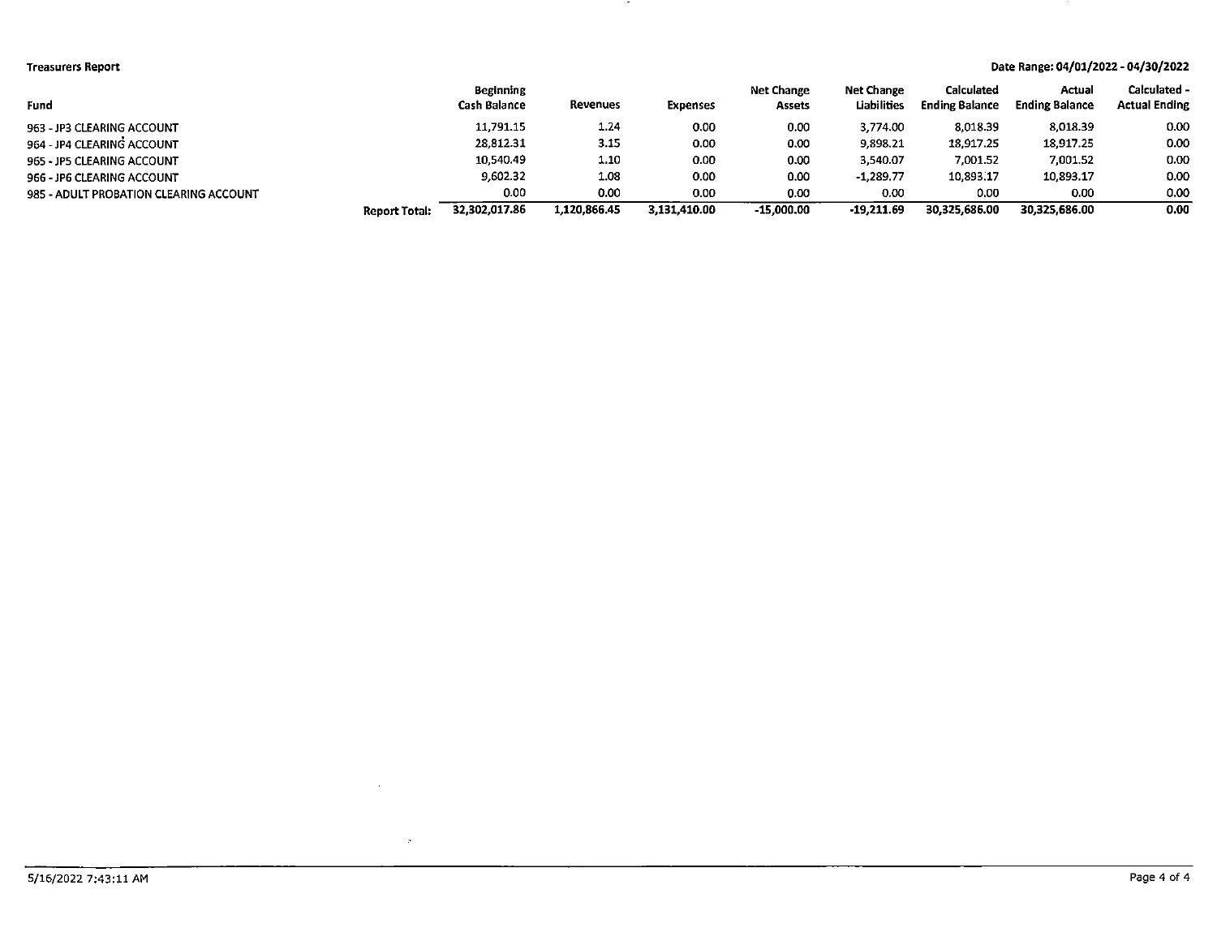**Treasurers Report**

**Date Range: 04/01/2022 - 04/30/2022**

| Fund | | Beginning Cash Balance | Revenues | Expenses | Net Change Assets | Net Change Liabilities | Calculated Ending Balance | Actual Ending Balance | Calculated - Actual Ending |
|---|---|---|---|---|---|---|---|---|---|
| 963 - JP3 CLEARING ACCOUNT | | 11,791.15 | 1.24 | 0.00 | 0.00 | 3,774.00 | 8,018.39 | 8,018.39 | 0.00 |
| 964 - JP4 CLEARING ACCOUNT | | 28,812.31 | 3.15 | 0.00 | 0.00 | 9,898.21 | 18,917.25 | 18,917.25 | 0.00 |
| 965 - JP5 CLEARING ACCOUNT | | 10,540.49 | 1.10 | 0.00 | 0.00 | 3,540.07 | 7,001.52 | 7,001.52 | 0.00 |
| 966 - JP6 CLEARING ACCOUNT | | 9,602.32 | 1.08 | 0.00 | 0.00 | -1,289.77 | 10,893.17 | 10,893.17 | 0.00 |
| 985 - ADULT PROBATION CLEARING ACCOUNT | | 0.00 | 0.00 | 0.00 | 0.00 | 0.00 | 0.00 | 0.00 | 0.00 |
| | **Report Total:** | **32,302,017.86** | **1,120,866.45** | **3,131,410.00** | **-15,000.00** | **-19,211.69** | **30,325,686.00** | **30,325,686.00** | **0.00** |

5/16/2022 7:43:11 AM